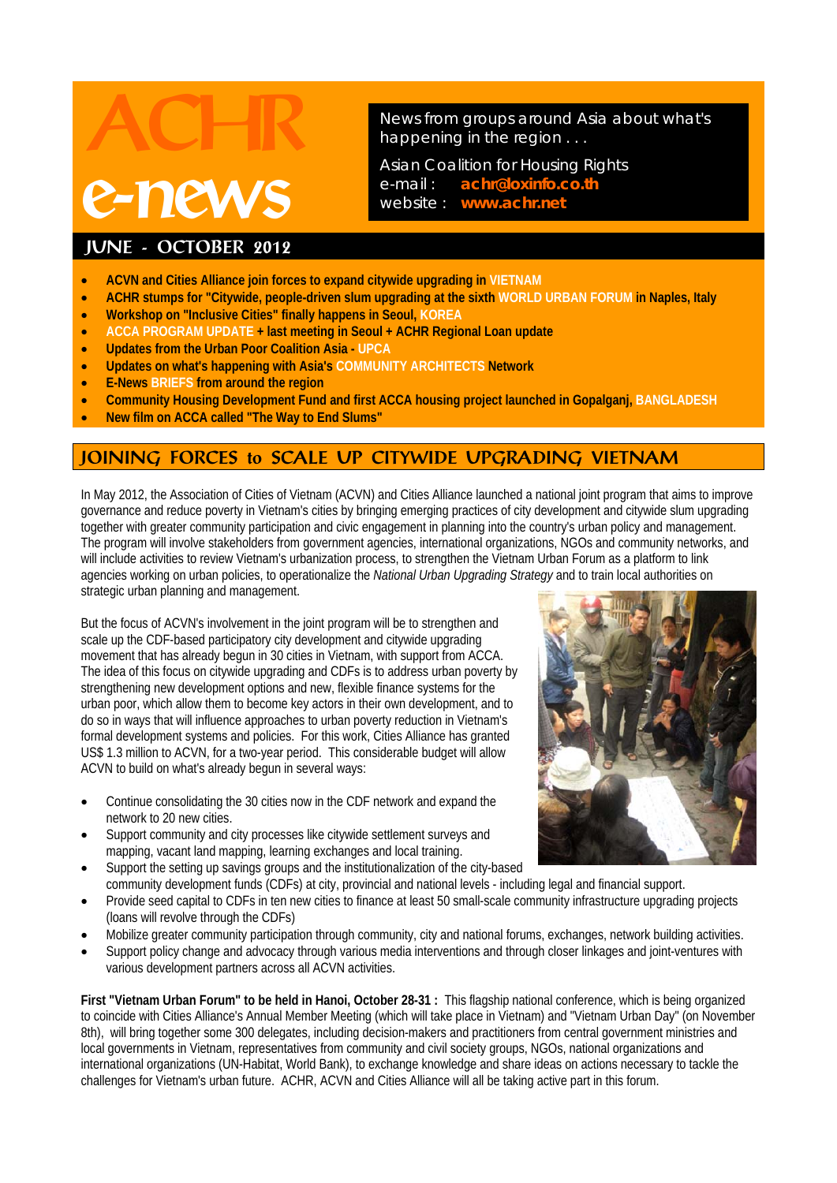# ACHR e-news

News from groups around Asia about what's happening in the region . . .

Asian Coalition for Housing Rights
e-mail : **achr@loxinfo.co.th**
website : **www.achr.net**

## JUNE - OCTOBER 2012

- **ACVN and Cities Alliance join forces to expand citywide upgrading in VIETNAM**
- **ACHR stumps for "Citywide, people-driven slum upgrading at the sixth WORLD URBAN FORUM in Naples, Italy**
- **Workshop on "Inclusive Cities" finally happens in Seoul, KOREA**
- **ACCA PROGRAM UPDATE + last meeting in Seoul + ACHR Regional Loan update**
- **Updates from the Urban Poor Coalition Asia - UPCA**
- **Updates on what's happening with Asia's COMMUNITY ARCHITECTS Network**
- **E-News BRIEFS from around the region**
- **Community Housing Development Fund and first ACCA housing project launched in Gopalganj, BANGLADESH**
- **New film on ACCA called "The Way to End Slums"**

## JOINING FORCES to SCALE UP CITYWIDE UPGRADING VIETNAM

In May 2012, the Association of Cities of Vietnam (ACVN) and Cities Alliance launched a national joint program that aims to improve governance and reduce poverty in Vietnam's cities by bringing emerging practices of city development and citywide slum upgrading together with greater community participation and civic engagement in planning into the country's urban policy and management. The program will involve stakeholders from government agencies, international organizations, NGOs and community networks, and will include activities to review Vietnam's urbanization process, to strengthen the Vietnam Urban Forum as a platform to link agencies working on urban policies, to operationalize the *National Urban Upgrading Strategy* and to train local authorities on strategic urban planning and management.

But the focus of ACVN's involvement in the joint program will be to strengthen and scale up the CDF-based participatory city development and citywide upgrading movement that has already begun in 30 cities in Vietnam, with support from ACCA. The idea of this focus on citywide upgrading and CDFs is to address urban poverty by strengthening new development options and new, flexible finance systems for the urban poor, which allow them to become key actors in their own development, and to do so in ways that will influence approaches to urban poverty reduction in Vietnam's formal development systems and policies. For this work, Cities Alliance has granted US$ 1.3 million to ACVN, for a two-year period. This considerable budget will allow ACVN to build on what's already begun in several ways:

- Continue consolidating the 30 cities now in the CDF network and expand the network to 20 new cities.
- Support community and city processes like citywide settlement surveys and mapping, vacant land mapping, learning exchanges and local training.
- Support the setting up savings groups and the institutionalization of the city-based community development funds (CDFs) at city, provincial and national levels - including legal and financial support.
- Provide seed capital to CDFs in ten new cities to finance at least 50 small-scale community infrastructure upgrading projects (loans will revolve through the CDFs)
- Mobilize greater community participation through community, city and national forums, exchanges, network building activities.
- Support policy change and advocacy through various media interventions and through closer linkages and joint-ventures with various development partners across all ACVN activities.

**First "Vietnam Urban Forum" to be held in Hanoi, October 28-31 :** This flagship national conference, which is being organized to coincide with Cities Alliance's Annual Member Meeting (which will take place in Vietnam) and "Vietnam Urban Day" (on November 8th), will bring together some 300 delegates, including decision-makers and practitioners from central government ministries and local governments in Vietnam, representatives from community and civil society groups, NGOs, national organizations and international organizations (UN-Habitat, World Bank), to exchange knowledge and share ideas on actions necessary to tackle the challenges for Vietnam's urban future. ACHR, ACVN and Cities Alliance will all be taking active part in this forum.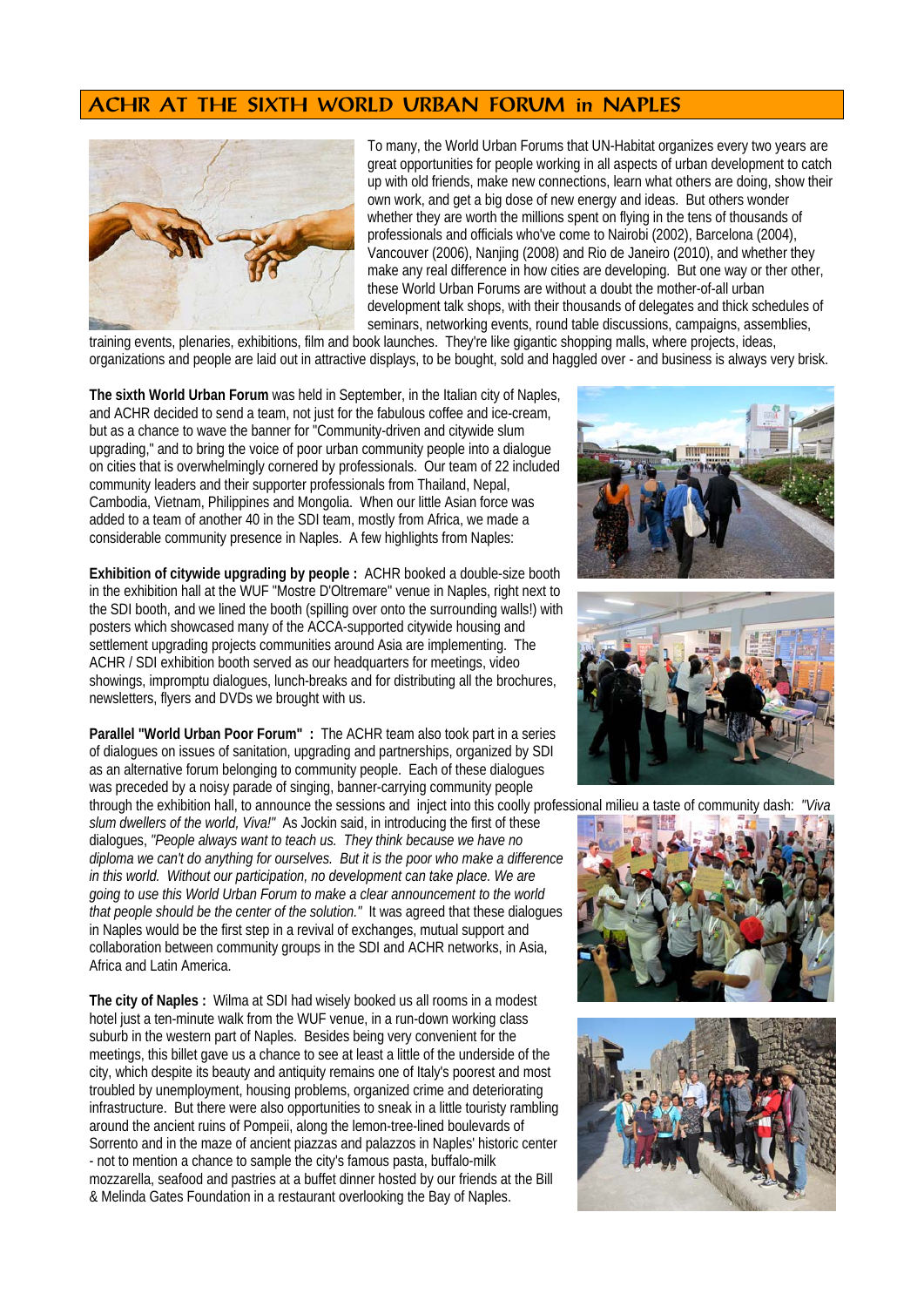## ACHR AT THE SIXTH WORLD URBAN FORUM in NAPLES

To many, the World Urban Forums that UN-Habitat organizes every two years are great opportunities for people working in all aspects of urban development to catch up with old friends, make new connections, learn what others are doing, show their own work, and get a big dose of new energy and ideas. But others wonder whether they are worth the millions spent on flying in the tens of thousands of professionals and officials who've come to Nairobi (2002), Barcelona (2004), Vancouver (2006), Nanjing (2008) and Rio de Janeiro (2010), and whether they make any real difference in how cities are developing. But one way or ther other, these World Urban Forums are without a doubt the mother-of-all urban development talk shops, with their thousands of delegates and thick schedules of seminars, networking events, round table discussions, campaigns, assemblies, training events, plenaries, exhibitions, film and book launches. They're like gigantic shopping malls, where projects, ideas, organizations and people are laid out in attractive displays, to be bought, sold and haggled over - and business is always very brisk.

**The sixth World Urban Forum** was held in September, in the Italian city of Naples, and ACHR decided to send a team, not just for the fabulous coffee and ice-cream, but as a chance to wave the banner for "Community-driven and citywide slum upgrading," and to bring the voice of poor urban community people into a dialogue on cities that is overwhelmingly cornered by professionals. Our team of 22 included community leaders and their supporter professionals from Thailand, Nepal, Cambodia, Vietnam, Philippines and Mongolia. When our little Asian force was added to a team of another 40 in the SDI team, mostly from Africa, we made a considerable community presence in Naples. A few highlights from Naples:

**Exhibition of citywide upgrading by people :** ACHR booked a double-size booth in the exhibition hall at the WUF "Mostre D'Oltremare" venue in Naples, right next to the SDI booth, and we lined the booth (spilling over onto the surrounding walls!) with posters which showcased many of the ACCA-supported citywide housing and settlement upgrading projects communities around Asia are implementing. The ACHR / SDI exhibition booth served as our headquarters for meetings, video showings, impromptu dialogues, lunch-breaks and for distributing all the brochures, newsletters, flyers and DVDs we brought with us.

**Parallel "World Urban Poor Forum" :** The ACHR team also took part in a series of dialogues on issues of sanitation, upgrading and partnerships, organized by SDI as an alternative forum belonging to community people. Each of these dialogues was preceded by a noisy parade of singing, banner-carrying community people through the exhibition hall, to announce the sessions and inject into this coolly professional milieu a taste of community dash: *"Viva slum dwellers of the world, Viva!"* As Jockin said, in introducing the first of these dialogues, *"People always want to teach us. They think because we have no diploma we can't do anything for ourselves. But it is the poor who make a difference in this world. Without our participation, no development can take place. We are going to use this World Urban Forum to make a clear announcement to the world that people should be the center of the solution."* It was agreed that these dialogues in Naples would be the first step in a revival of exchanges, mutual support and collaboration between community groups in the SDI and ACHR networks, in Asia, Africa and Latin America.

**The city of Naples :** Wilma at SDI had wisely booked us all rooms in a modest hotel just a ten-minute walk from the WUF venue, in a run-down working class suburb in the western part of Naples. Besides being very convenient for the meetings, this billet gave us a chance to see at least a little of the underside of the city, which despite its beauty and antiquity remains one of Italy's poorest and most troubled by unemployment, housing problems, organized crime and deteriorating infrastructure. But there were also opportunities to sneak in a little touristy rambling around the ancient ruins of Pompeii, along the lemon-tree-lined boulevards of Sorrento and in the maze of ancient piazzas and palazzos in Naples' historic center - not to mention a chance to sample the city's famous pasta, buffalo-milk mozzarella, seafood and pastries at a buffet dinner hosted by our friends at the Bill & Melinda Gates Foundation in a restaurant overlooking the Bay of Naples.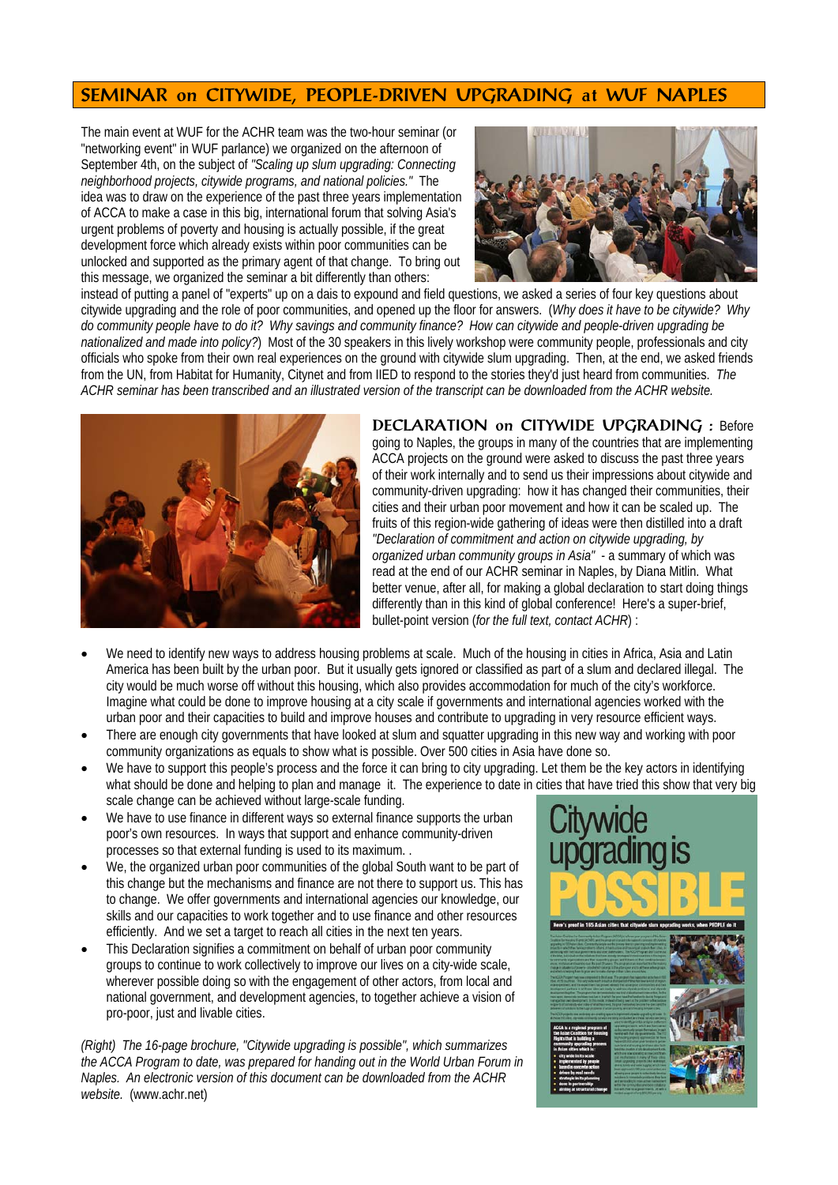## SEMINAR on CITYWIDE, PEOPLE-DRIVEN UPGRADING at WUF NAPLES

The main event at WUF for the ACHR team was the two-hour seminar (or "networking event" in WUF parlance) we organized on the afternoon of September 4th, on the subject of *"Scaling up slum upgrading: Connecting neighborhood projects, citywide programs, and national policies."* The idea was to draw on the experience of the past three years implementation of ACCA to make a case in this big, international forum that solving Asia's urgent problems of poverty and housing is actually possible, if the great development force which already exists within poor communities can be unlocked and supported as the primary agent of that change. To bring out this message, we organized the seminar a bit differently than others: instead of putting a panel of "experts" up on a dais to expound and field questions, we asked a series of four key questions about citywide upgrading and the role of poor communities, and opened up the floor for answers. (*Why does it have to be citywide? Why do community people have to do it? Why savings and community finance? How can citywide and people-driven upgrading be nationalized and made into policy?*) Most of the 30 speakers in this lively workshop were community people, professionals and city officials who spoke from their own real experiences on the ground with citywide slum upgrading. Then, at the end, we asked friends from the UN, from Habitat for Humanity, Citynet and from IIED to respond to the stories they'd just heard from communities. *The ACHR seminar has been transcribed and an illustrated version of the transcript can be downloaded from the ACHR website.*

**DECLARATION on CITYWIDE UPGRADING :** Before going to Naples, the groups in many of the countries that are implementing ACCA projects on the ground were asked to discuss the past three years of their work internally and to send us their impressions about citywide and community-driven upgrading: how it has changed their communities, their cities and their urban poor movement and how it can be scaled up. The fruits of this region-wide gathering of ideas were then distilled into a draft *"Declaration of commitment and action on citywide upgrading, by organized urban community groups in Asia"* - a summary of which was read at the end of our ACHR seminar in Naples, by Diana Mitlin. What better venue, after all, for making a global declaration to start doing things differently than in this kind of global conference! Here's a super-brief, bullet-point version (*for the full text, contact ACHR*) :

- We need to identify new ways to address housing problems at scale. Much of the housing in cities in Africa, Asia and Latin America has been built by the urban poor. But it usually gets ignored or classified as part of a slum and declared illegal. The city would be much worse off without this housing, which also provides accommodation for much of the city's workforce. Imagine what could be done to improve housing at a city scale if governments and international agencies worked with the urban poor and their capacities to build and improve houses and contribute to upgrading in very resource efficient ways.
- There are enough city governments that have looked at slum and squatter upgrading in this new way and working with poor community organizations as equals to show what is possible. Over 500 cities in Asia have done so.
- We have to support this people's process and the force it can bring to city upgrading. Let them be the key actors in identifying what should be done and helping to plan and manage it. The experience to date in cities that have tried this show that very big scale change can be achieved without large-scale funding.
- We have to use finance in different ways so external finance supports the urban poor's own resources. In ways that support and enhance community-driven processes so that external funding is used to its maximum. .
- We, the organized urban poor communities of the global South want to be part of this change but the mechanisms and finance are not there to support us. This has to change. We offer governments and international agencies our knowledge, our skills and our capacities to work together and to use finance and other resources efficiently. And we set a target to reach all cities in the next ten years.
- This Declaration signifies a commitment on behalf of urban poor community groups to continue to work collectively to improve our lives on a city-wide scale, wherever possible doing so with the engagement of other actors, from local and national government, and development agencies, to together achieve a vision of pro-poor, just and livable cities.

*(Right) The 16-page brochure, "Citywide upgrading is possible", which summarizes the ACCA Program to date, was prepared for handing out in the World Urban Forum in Naples. An electronic version of this document can be downloaded from the ACHR website.* (www.achr.net)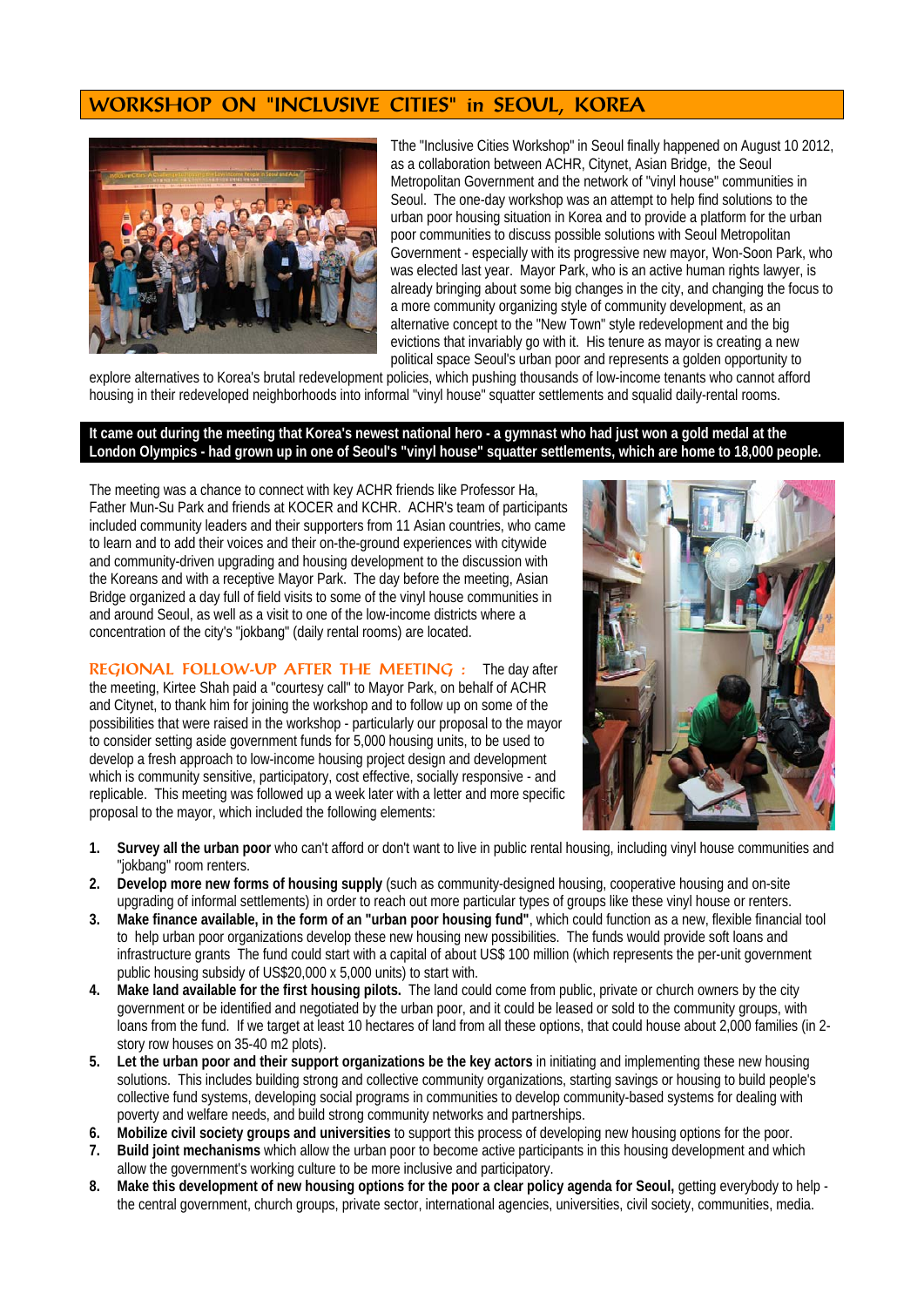## WORKSHOP ON "INCLUSIVE CITIES" in SEOUL, KOREA

Tthe "Inclusive Cities Workshop" in Seoul finally happened on August 10 2012, as a collaboration between ACHR, Citynet, Asian Bridge, the Seoul Metropolitan Government and the network of "vinyl house" communities in Seoul. The one-day workshop was an attempt to help find solutions to the urban poor housing situation in Korea and to provide a platform for the urban poor communities to discuss possible solutions with Seoul Metropolitan Government - especially with its progressive new mayor, Won-Soon Park, who was elected last year. Mayor Park, who is an active human rights lawyer, is already bringing about some big changes in the city, and changing the focus to a more community organizing style of community development, as an alternative concept to the "New Town" style redevelopment and the big evictions that invariably go with it. His tenure as mayor is creating a new political space Seoul's urban poor and represents a golden opportunity to explore alternatives to Korea's brutal redevelopment policies, which pushing thousands of low-income tenants who cannot afford housing in their redeveloped neighborhoods into informal "vinyl house" squatter settlements and squalid daily-rental rooms.

**It came out during the meeting that Korea's newest national hero - a gymnast who had just won a gold medal at the London Olympics - had grown up in one of Seoul's "vinyl house" squatter settlements, which are home to 18,000 people.**

The meeting was a chance to connect with key ACHR friends like Professor Ha, Father Mun-Su Park and friends at KOCER and KCHR. ACHR's team of participants included community leaders and their supporters from 11 Asian countries, who came to learn and to add their voices and their on-the-ground experiences with citywide and community-driven upgrading and housing development to the discussion with the Koreans and with a receptive Mayor Park. The day before the meeting, Asian Bridge organized a day full of field visits to some of the vinyl house communities in and around Seoul, as well as a visit to one of the low-income districts where a concentration of the city's "jokbang" (daily rental rooms) are located.

**REGIONAL FOLLOW-UP AFTER THE MEETING :** The day after the meeting, Kirtee Shah paid a "courtesy call" to Mayor Park, on behalf of ACHR and Citynet, to thank him for joining the workshop and to follow up on some of the possibilities that were raised in the workshop - particularly our proposal to the mayor to consider setting aside government funds for 5,000 housing units, to be used to develop a fresh approach to low-income housing project design and development which is community sensitive, participatory, cost effective, socially responsive - and replicable. This meeting was followed up a week later with a letter and more specific proposal to the mayor, which included the following elements:

1. **Survey all the urban poor** who can't afford or don't want to live in public rental housing, including vinyl house communities and "jokbang" room renters.
2. **Develop more new forms of housing supply** (such as community-designed housing, cooperative housing and on-site upgrading of informal settlements) in order to reach out more particular types of groups like these vinyl house or renters.
3. **Make finance available, in the form of an "urban poor housing fund"**, which could function as a new, flexible financial tool to help urban poor organizations develop these new housing new possibilities. The funds would provide soft loans and infrastructure grants The fund could start with a capital of about US$ 100 million (which represents the per-unit government public housing subsidy of US$20,000 x 5,000 units) to start with.
4. **Make land available for the first housing pilots.** The land could come from public, private or church owners by the city government or be identified and negotiated by the urban poor, and it could be leased or sold to the community groups, with loans from the fund. If we target at least 10 hectares of land from all these options, that could house about 2,000 families (in 2-story row houses on 35-40 m2 plots).
5. **Let the urban poor and their support organizations be the key actors** in initiating and implementing these new housing solutions. This includes building strong and collective community organizations, starting savings or housing to build people's collective fund systems, developing social programs in communities to develop community-based systems for dealing with poverty and welfare needs, and build strong community networks and partnerships.
6. **Mobilize civil society groups and universities** to support this process of developing new housing options for the poor.
7. **Build joint mechanisms** which allow the urban poor to become active participants in this housing development and which allow the government's working culture to be more inclusive and participatory.
8. **Make this development of new housing options for the poor a clear policy agenda for Seoul,** getting everybody to help - the central government, church groups, private sector, international agencies, universities, civil society, communities, media.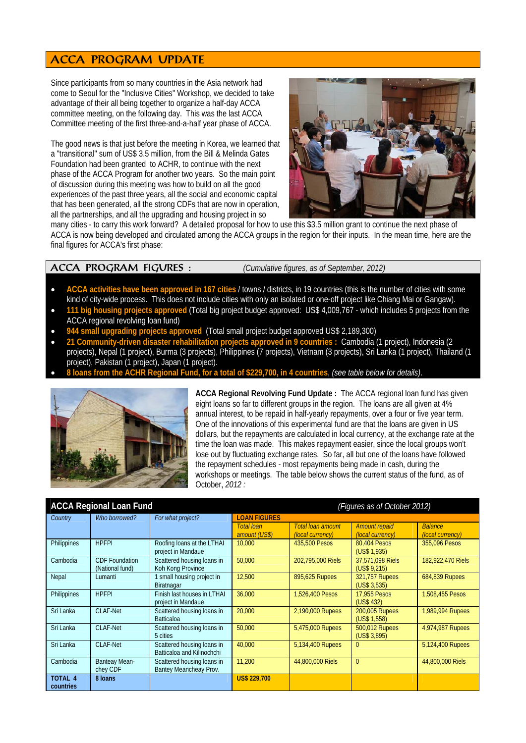# ACCA PROGRAM UPDATE

Since participants from so many countries in the Asia network had come to Seoul for the "Inclusive Cities" Workshop, we decided to take advantage of their all being together to organize a half-day ACCA committee meeting, on the following day. This was the last ACCA Committee meeting of the first three-and-a-half year phase of ACCA.

The good news is that just before the meeting in Korea, we learned that a "transitional" sum of US$ 3.5 million, from the Bill & Melinda Gates Foundation had been granted to ACHR, to continue with the next phase of the ACCA Program for another two years. So the main point of discussion during this meeting was how to build on all the good experiences of the past three years, all the social and economic capital that has been generated, all the strong CDFs that are now in operation, all the partnerships, and all the upgrading and housing project in so many cities - to carry this work forward? A detailed proposal for how to use this $3.5 million grant to continue the next phase of ACCA is now being developed and circulated among the ACCA groups in the region for their inputs. In the mean time, here are the final figures for ACCA's first phase:

## ACCA PROGRAM FIGURES : *(Cumulative figures, as of September, 2012)*

- **ACCA activities have been approved in 167 cities** / towns / districts, in 19 countries (this is the number of cities with some kind of city-wide process. This does not include cities with only an isolated or one-off project like Chiang Mai or Gangaw).
- **111 big housing projects approved** (Total big project budget approved: US$ 4,009,767 - which includes 5 projects from the ACCA regional revolving loan fund)
- **944 small upgrading projects approved** (Total small project budget approved US$ 2,189,300)
- **21 Community-driven disaster rehabilitation projects approved in 9 countries :** Cambodia (1 project), Indonesia (2 projects), Nepal (1 project), Burma (3 projects), Philippines (7 projects), Vietnam (3 projects), Sri Lanka (1 project), Thailand (1 project), Pakistan (1 project), Japan (1 project).
- **8 loans from the ACHR Regional Fund, for a total of $229,700, in 4 countries**, *(see table below for details)*.

**ACCA Regional Revolving Fund Update :** The ACCA regional loan fund has given eight loans so far to different groups in the region. The loans are all given at 4% annual interest, to be repaid in half-yearly repayments, over a four or five year term. One of the innovations of this experimental fund are that the loans are given in US dollars, but the repayments are calculated in local currency, at the exchange rate at the time the loan was made. This makes repayment easier, since the local groups won't lose out by fluctuating exchange rates. So far, all but one of the loans have followed the repayment schedules - most repayments being made in cash, during the workshops or meetings. The table below shows the current status of the fund, as of October, *2012 :*

**ACCA Regional Loan Fund** *(Figures as of October 2012)*

| *Country* | *Who borrowed?* | *For what project?* | **LOAN FIGURES** | | | |
|---|---|---|---|---|---|---|
| | | | *Total loan amount (US$)* | *Total loan amount (local currency)* | *Amount repaid (local currency)* | *Balance (local currency)* |
| Philippines | HPFPI | Roofing loans at the LTHAI project in Mandaue | 10,000 | 435,500 Pesos | 80,404 Pesos (US$ 1,935) | 355,096 Pesos |
| Cambodia | CDF Foundation (National fund) | Scattered housing loans in Koh Kong Province | 50,000 | 202,795,000 Riels | 37,571,098 Riels (US$ 9,215) | 182,922,470 Riels |
| Nepal | Lumanti | 1 small housing project in Biratnagar | 12,500 | 895,625 Rupees | 321,757 Rupees (US$ 3,535) | 684,839 Rupees |
| Philippines | HPFPI | Finish last houses in LTHAI project in Mandaue | 36,000 | 1,526,400 Pesos | 17,955 Pesos (US$ 432) | 1,508,455 Pesos |
| Sri Lanka | CLAF-Net | Scattered housing loans in Batticaloa | 20,000 | 2,190,000 Rupees | 200,005 Rupees (US$ 1,558) | 1,989,994 Rupees |
| Sri Lanka | CLAF-Net | Scattered housing loans in 5 cities | 50,000 | 5,475,000 Rupees | 500,012 Rupees (US$ 3,895) | 4,974,987 Rupees |
| Sri Lanka | CLAF-Net | Scattered housing loans in Batticaloa and Kilinochchi | 40,000 | 5,134,400 Rupees | 0 | 5,124,400 Rupees |
| Cambodia | Banteay Mean-chey CDF | Scattered housing loans in Bantey Meancheay Prov. | 11,200 | 44,800,000 Riels | 0 | 44,800,000 Riels |
| **TOTAL 4 countries** | **8 loans** | | **US$ 229,700** | | | |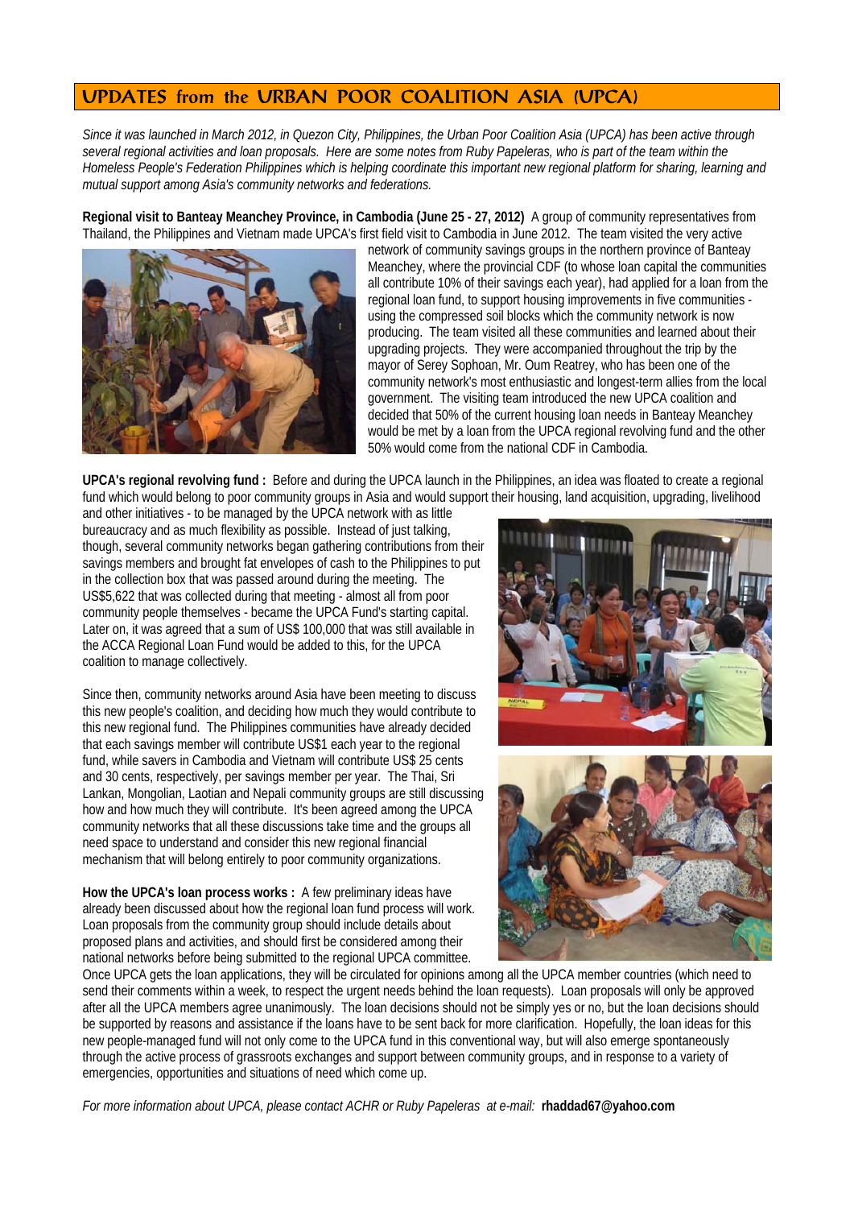## UPDATES from the URBAN POOR COALITION ASIA (UPCA)

*Since it was launched in March 2012, in Quezon City, Philippines, the Urban Poor Coalition Asia (UPCA) has been active through several regional activities and loan proposals. Here are some notes from Ruby Papeleras, who is part of the team within the Homeless People's Federation Philippines which is helping coordinate this important new regional platform for sharing, learning and mutual support among Asia's community networks and federations.*

**Regional visit to Banteay Meanchey Province, in Cambodia (June 25 - 27, 2012)** A group of community representatives from Thailand, the Philippines and Vietnam made UPCA's first field visit to Cambodia in June 2012. The team visited the very active network of community savings groups in the northern province of Banteay Meanchey, where the provincial CDF (to whose loan capital the communities all contribute 10% of their savings each year), had applied for a loan from the regional loan fund, to support housing improvements in five communities - using the compressed soil blocks which the community network is now producing. The team visited all these communities and learned about their upgrading projects. They were accompanied throughout the trip by the mayor of Serey Sophoan, Mr. Oum Reatrey, who has been one of the community network's most enthusiastic and longest-term allies from the local government. The visiting team introduced the new UPCA coalition and decided that 50% of the current housing loan needs in Banteay Meanchey would be met by a loan from the UPCA regional revolving fund and the other 50% would come from the national CDF in Cambodia.

**UPCA's regional revolving fund :** Before and during the UPCA launch in the Philippines, an idea was floated to create a regional fund which would belong to poor community groups in Asia and would support their housing, land acquisition, upgrading, livelihood and other initiatives - to be managed by the UPCA network with as little bureaucracy and as much flexibility as possible. Instead of just talking, though, several community networks began gathering contributions from their savings members and brought fat envelopes of cash to the Philippines to put in the collection box that was passed around during the meeting. The US$5,622 that was collected during that meeting - almost all from poor community people themselves - became the UPCA Fund's starting capital. Later on, it was agreed that a sum of US$ 100,000 that was still available in the ACCA Regional Loan Fund would be added to this, for the UPCA coalition to manage collectively.

Since then, community networks around Asia have been meeting to discuss this new people's coalition, and deciding how much they would contribute to this new regional fund. The Philippines communities have already decided that each savings member will contribute US$1 each year to the regional fund, while savers in Cambodia and Vietnam will contribute US$ 25 cents and 30 cents, respectively, per savings member per year. The Thai, Sri Lankan, Mongolian, Laotian and Nepali community groups are still discussing how and how much they will contribute. It's been agreed among the UPCA community networks that all these discussions take time and the groups all need space to understand and consider this new regional financial mechanism that will belong entirely to poor community organizations.

**How the UPCA's loan process works :** A few preliminary ideas have already been discussed about how the regional loan fund process will work. Loan proposals from the community group should include details about proposed plans and activities, and should first be considered among their national networks before being submitted to the regional UPCA committee. Once UPCA gets the loan applications, they will be circulated for opinions among all the UPCA member countries (which need to send their comments within a week, to respect the urgent needs behind the loan requests). Loan proposals will only be approved after all the UPCA members agree unanimously. The loan decisions should not be simply yes or no, but the loan decisions should be supported by reasons and assistance if the loans have to be sent back for more clarification. Hopefully, the loan ideas for this new people-managed fund will not only come to the UPCA fund in this conventional way, but will also emerge spontaneously through the active process of grassroots exchanges and support between community groups, and in response to a variety of emergencies, opportunities and situations of need which come up.

*For more information about UPCA, please contact ACHR or Ruby Papeleras at e-mail:* **rhaddad67@yahoo.com**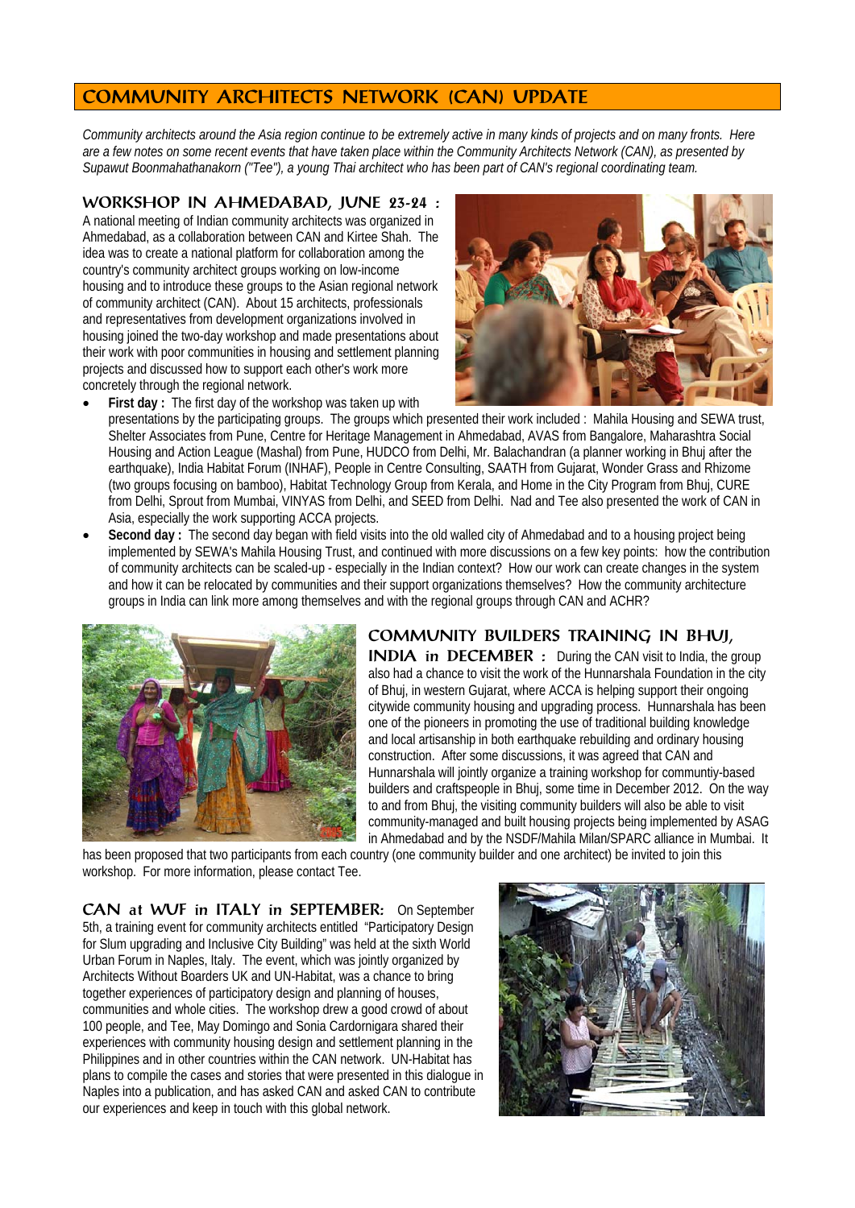## COMMUNITY ARCHITECTS NETWORK (CAN) UPDATE

*Community architects around the Asia region continue to be extremely active in many kinds of projects and on many fronts. Here are a few notes on some recent events that have taken place within the Community Architects Network (CAN), as presented by Supawut Boonmahathanakorn ("Tee"), a young Thai architect who has been part of CAN's regional coordinating team.*

### WORKSHOP IN AHMEDABAD, JUNE 23-24 :

A national meeting of Indian community architects was organized in Ahmedabad, as a collaboration between CAN and Kirtee Shah. The idea was to create a national platform for collaboration among the country's community architect groups working on low-income housing and to introduce these groups to the Asian regional network of community architect (CAN). About 15 architects, professionals and representatives from development organizations involved in housing joined the two-day workshop and made presentations about their work with poor communities in housing and settlement planning projects and discussed how to support each other's work more concretely through the regional network.

- **First day :** The first day of the workshop was taken up with presentations by the participating groups. The groups which presented their work included : Mahila Housing and SEWA trust, Shelter Associates from Pune, Centre for Heritage Management in Ahmedabad, AVAS from Bangalore, Maharashtra Social Housing and Action League (Mashal) from Pune, HUDCO from Delhi, Mr. Balachandran (a planner working in Bhuj after the earthquake), India Habitat Forum (INHAF), People in Centre Consulting, SAATH from Gujarat, Wonder Grass and Rhizome (two groups focusing on bamboo), Habitat Technology Group from Kerala, and Home in the City Program from Bhuj, CURE from Delhi, Sprout from Mumbai, VINYAS from Delhi, and SEED from Delhi. Nad and Tee also presented the work of CAN in Asia, especially the work supporting ACCA projects.
- **Second day :** The second day began with field visits into the old walled city of Ahmedabad and to a housing project being implemented by SEWA's Mahila Housing Trust, and continued with more discussions on a few key points: how the contribution of community architects can be scaled-up - especially in the Indian context? How our work can create changes in the system and how it can be relocated by communities and their support organizations themselves? How the community architecture groups in India can link more among themselves and with the regional groups through CAN and ACHR?

### COMMUNITY BUILDERS TRAINING IN BHUJ, INDIA in DECEMBER :

During the CAN visit to India, the group also had a chance to visit the work of the Hunnarshala Foundation in the city of Bhuj, in western Gujarat, where ACCA is helping support their ongoing citywide community housing and upgrading process. Hunnarshala has been one of the pioneers in promoting the use of traditional building knowledge and local artisanship in both earthquake rebuilding and ordinary housing construction. After some discussions, it was agreed that CAN and Hunnarshala will jointly organize a training workshop for communtiy-based builders and craftspeople in Bhuj, some time in December 2012. On the way to and from Bhuj, the visiting community builders will also be able to visit community-managed and built housing projects being implemented by ASAG in Ahmedabad and by the NSDF/Mahila Milan/SPARC alliance in Mumbai. It has been proposed that two participants from each country (one community builder and one architect) be invited to join this workshop. For more information, please contact Tee.

### CAN at WUF in ITALY in SEPTEMBER:

On September 5th, a training event for community architects entitled "Participatory Design for Slum upgrading and Inclusive City Building" was held at the sixth World Urban Forum in Naples, Italy. The event, which was jointly organized by Architects Without Boarders UK and UN-Habitat, was a chance to bring together experiences of participatory design and planning of houses, communities and whole cities. The workshop drew a good crowd of about 100 people, and Tee, May Domingo and Sonia Cardornigara shared their experiences with community housing design and settlement planning in the Philippines and in other countries within the CAN network. UN-Habitat has plans to compile the cases and stories that were presented in this dialogue in Naples into a publication, and has asked CAN and asked CAN to contribute our experiences and keep in touch with this global network.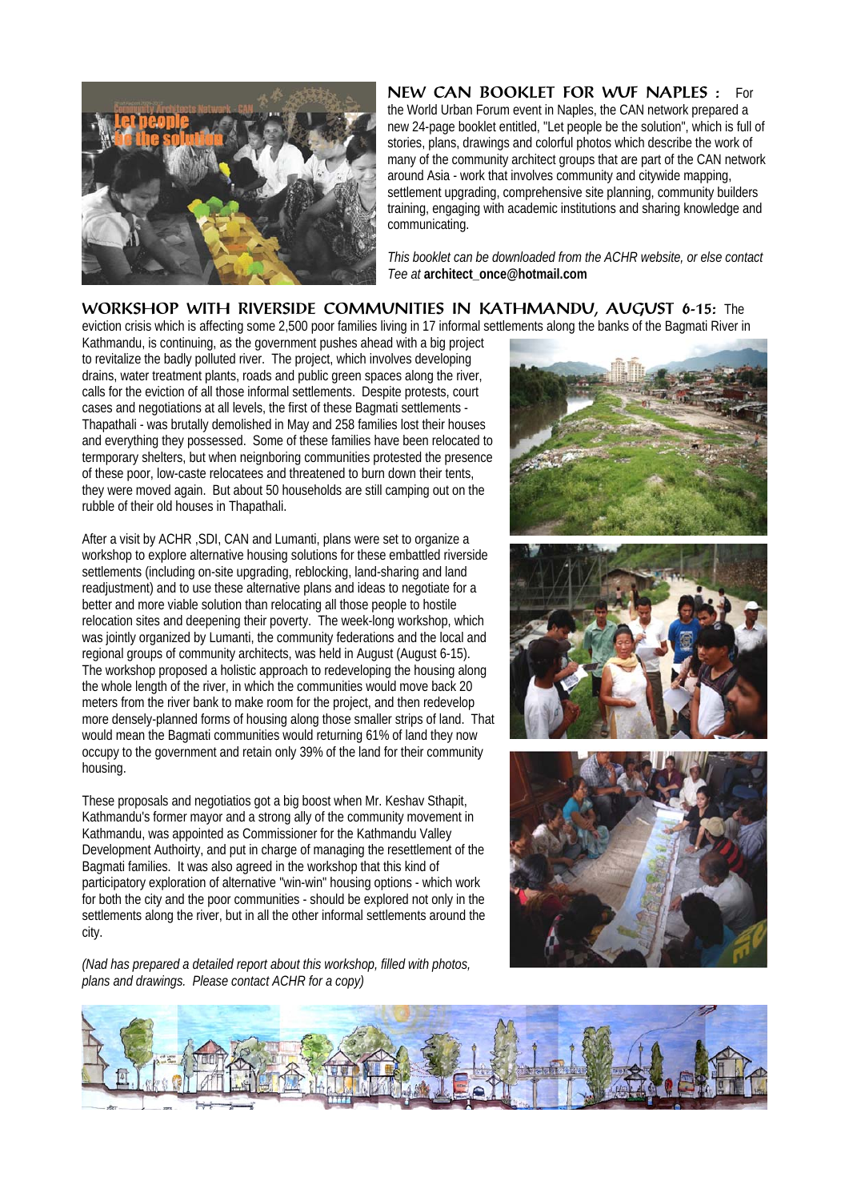## NEW CAN BOOKLET FOR WUF NAPLES :

For the World Urban Forum event in Naples, the CAN network prepared a new 24-page booklet entitled, "Let people be the solution", which is full of stories, plans, drawings and colorful photos which describe the work of many of the community architect groups that are part of the CAN network around Asia - work that involves community and citywide mapping, settlement upgrading, comprehensive site planning, community builders training, engaging with academic institutions and sharing knowledge and communicating.

*This booklet can be downloaded from the ACHR website, or else contact Tee at* **architect_once@hotmail.com**

## WORKSHOP WITH RIVERSIDE COMMUNITIES IN KATHMANDU, AUGUST 6-15:

The eviction crisis which is affecting some 2,500 poor families living in 17 informal settlements along the banks of the Bagmati River in Kathmandu, is continuing, as the government pushes ahead with a big project to revitalize the badly polluted river. The project, which involves developing drains, water treatment plants, roads and public green spaces along the river, calls for the eviction of all those informal settlements. Despite protests, court cases and negotiations at all levels, the first of these Bagmati settlements - Thapathali - was brutally demolished in May and 258 families lost their houses and everything they possessed. Some of these families have been relocated to termporary shelters, but when neignboring communities protested the presence of these poor, low-caste relocatees and threatened to burn down their tents, they were moved again. But about 50 households are still camping out on the rubble of their old houses in Thapathali.

After a visit by ACHR ,SDI, CAN and Lumanti, plans were set to organize a workshop to explore alternative housing solutions for these embattled riverside settlements (including on-site upgrading, reblocking, land-sharing and land readjustment) and to use these alternative plans and ideas to negotiate for a better and more viable solution than relocating all those people to hostile relocation sites and deepening their poverty. The week-long workshop, which was jointly organized by Lumanti, the community federations and the local and regional groups of community architects, was held in August (August 6-15). The workshop proposed a holistic approach to redeveloping the housing along the whole length of the river, in which the communities would move back 20 meters from the river bank to make room for the project, and then redevelop more densely-planned forms of housing along those smaller strips of land. That would mean the Bagmati communities would returning 61% of land they now occupy to the government and retain only 39% of the land for their community housing.

These proposals and negotiatios got a big boost when Mr. Keshav Sthapit, Kathmandu's former mayor and a strong ally of the community movement in Kathmandu, was appointed as Commissioner for the Kathmandu Valley Development Authoirty, and put in charge of managing the resettlement of the Bagmati families. It was also agreed in the workshop that this kind of participatory exploration of alternative "win-win" housing options - which work for both the city and the poor communities - should be explored not only in the settlements along the river, but in all the other informal settlements around the city.

*(Nad has prepared a detailed report about this workshop, filled with photos, plans and drawings. Please contact ACHR for a copy)*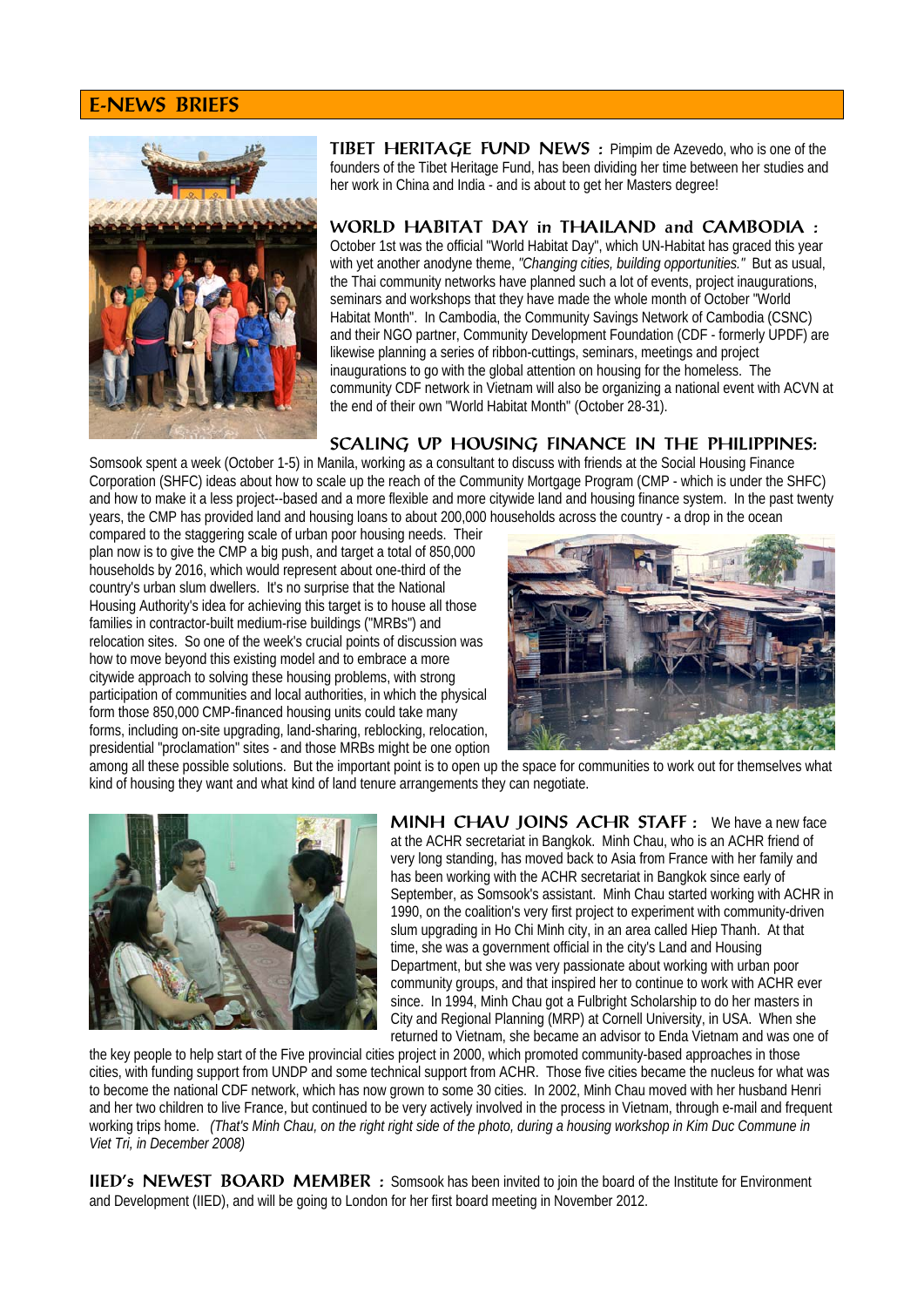## E-NEWS BRIEFS

**TIBET HERITAGE FUND NEWS :** Pimpim de Azevedo, who is one of the founders of the Tibet Heritage Fund, has been dividing her time between her studies and her work in China and India - and is about to get her Masters degree!

**WORLD HABITAT DAY in THAILAND and CAMBODIA :** October 1st was the official "World Habitat Day", which UN-Habitat has graced this year with yet another anodyne theme, *"Changing cities, building opportunities."* But as usual, the Thai community networks have planned such a lot of events, project inaugurations, seminars and workshops that they have made the whole month of October "World Habitat Month". In Cambodia, the Community Savings Network of Cambodia (CSNC) and their NGO partner, Community Development Foundation (CDF - formerly UPDF) are likewise planning a series of ribbon-cuttings, seminars, meetings and project inaugurations to go with the global attention on housing for the homeless. The community CDF network in Vietnam will also be organizing a national event with ACVN at the end of their own "World Habitat Month" (October 28-31).

**SCALING UP HOUSING FINANCE IN THE PHILIPPINES:** Somsook spent a week (October 1-5) in Manila, working as a consultant to discuss with friends at the Social Housing Finance Corporation (SHFC) ideas about how to scale up the reach of the Community Mortgage Program (CMP - which is under the SHFC) and how to make it a less project--based and a more flexible and more citywide land and housing finance system. In the past twenty years, the CMP has provided land and housing loans to about 200,000 households across the country - a drop in the ocean compared to the staggering scale of urban poor housing needs. Their plan now is to give the CMP a big push, and target a total of 850,000 households by 2016, which would represent about one-third of the country's urban slum dwellers. It's no surprise that the National Housing Authority's idea for achieving this target is to house all those families in contractor-built medium-rise buildings ("MRBs") and relocation sites. So one of the week's crucial points of discussion was how to move beyond this existing model and to embrace a more citywide approach to solving these housing problems, with strong participation of communities and local authorities, in which the physical form those 850,000 CMP-financed housing units could take many forms, including on-site upgrading, land-sharing, reblocking, relocation, presidential "proclamation" sites - and those MRBs might be one option among all these possible solutions. But the important point is to open up the space for communities to work out for themselves what kind of housing they want and what kind of land tenure arrangements they can negotiate.

**MINH CHAU JOINS ACHR STAFF :** We have a new face at the ACHR secretariat in Bangkok. Minh Chau, who is an ACHR friend of very long standing, has moved back to Asia from France with her family and has been working with the ACHR secretariat in Bangkok since early of September, as Somsook's assistant. Minh Chau started working with ACHR in 1990, on the coalition's very first project to experiment with community-driven slum upgrading in Ho Chi Minh city, in an area called Hiep Thanh. At that time, she was a government official in the city's Land and Housing Department, but she was very passionate about working with urban poor community groups, and that inspired her to continue to work with ACHR ever since. In 1994, Minh Chau got a Fulbright Scholarship to do her masters in City and Regional Planning (MRP) at Cornell University, in USA. When she returned to Vietnam, she became an advisor to Enda Vietnam and was one of the key people to help start of the Five provincial cities project in 2000, which promoted community-based approaches in those cities, with funding support from UNDP and some technical support from ACHR. Those five cities became the nucleus for what was to become the national CDF network, which has now grown to some 30 cities. In 2002, Minh Chau moved with her husband Henri and her two children to live France, but continued to be very actively involved in the process in Vietnam, through e-mail and frequent working trips home. *(That's Minh Chau, on the right right side of the photo, during a housing workshop in Kim Duc Commune in Viet Tri, in December 2008)*

**IIED's NEWEST BOARD MEMBER :** Somsook has been invited to join the board of the Institute for Environment and Development (IIED), and will be going to London for her first board meeting in November 2012.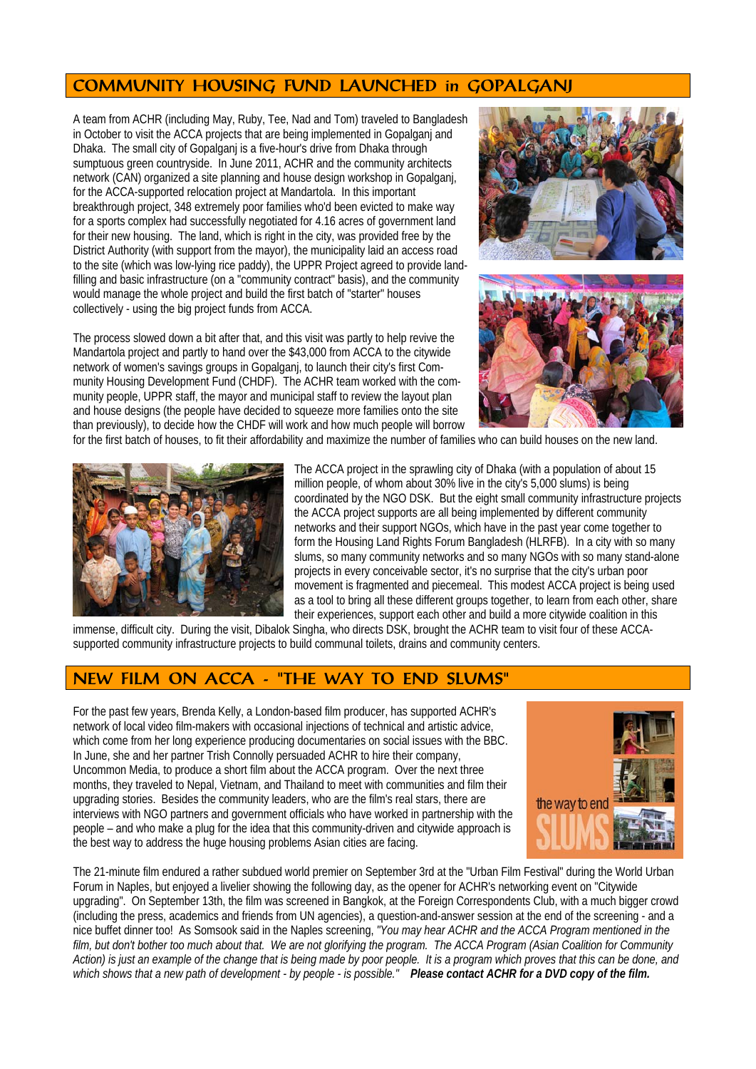## COMMUNITY HOUSING FUND LAUNCHED in GOPALGANJ

A team from ACHR (including May, Ruby, Tee, Nad and Tom) traveled to Bangladesh in October to visit the ACCA projects that are being implemented in Gopalganj and Dhaka. The small city of Gopalganj is a five-hour's drive from Dhaka through sumptuous green countryside. In June 2011, ACHR and the community architects network (CAN) organized a site planning and house design workshop in Gopalganj, for the ACCA-supported relocation project at Mandartola. In this important breakthrough project, 348 extremely poor families who'd been evicted to make way for a sports complex had successfully negotiated for 4.16 acres of government land for their new housing. The land, which is right in the city, was provided free by the District Authority (with support from the mayor), the municipality laid an access road to the site (which was low-lying rice paddy), the UPPR Project agreed to provide land-filling and basic infrastructure (on a "community contract" basis), and the community would manage the whole project and build the first batch of "starter" houses collectively - using the big project funds from ACCA.

The process slowed down a bit after that, and this visit was partly to help revive the Mandartola project and partly to hand over the $43,000 from ACCA to the citywide network of women's savings groups in Gopalganj, to launch their city's first Community Housing Development Fund (CHDF). The ACHR team worked with the community people, UPPR staff, the mayor and municipal staff to review the layout plan and house designs (the people have decided to squeeze more families onto the site than previously), to decide how the CHDF will work and how much people will borrow for the first batch of houses, to fit their affordability and maximize the number of families who can build houses on the new land.

The ACCA project in the sprawling city of Dhaka (with a population of about 15 million people, of whom about 30% live in the city's 5,000 slums) is being coordinated by the NGO DSK. But the eight small community infrastructure projects the ACCA project supports are all being implemented by different community networks and their support NGOs, which have in the past year come together to form the Housing Land Rights Forum Bangladesh (HLRFB). In a city with so many slums, so many community networks and so many NGOs with so many stand-alone projects in every conceivable sector, it's no surprise that the city's urban poor movement is fragmented and piecemeal. This modest ACCA project is being used as a tool to bring all these different groups together, to learn from each other, share their experiences, support each other and build a more citywide coalition in this immense, difficult city. During the visit, Dibalok Singha, who directs DSK, brought the ACHR team to visit four of these ACCA-supported community infrastructure projects to build communal toilets, drains and community centers.

## NEW FILM ON ACCA - "THE WAY TO END SLUMS"

For the past few years, Brenda Kelly, a London-based film producer, has supported ACHR's network of local video film-makers with occasional injections of technical and artistic advice, which come from her long experience producing documentaries on social issues with the BBC. In June, she and her partner Trish Connolly persuaded ACHR to hire their company, Uncommon Media, to produce a short film about the ACCA program. Over the next three months, they traveled to Nepal, Vietnam, and Thailand to meet with communities and film their upgrading stories. Besides the community leaders, who are the film's real stars, there are interviews with NGO partners and government officials who have worked in partnership with the people – and who make a plug for the idea that this community-driven and citywide approach is the best way to address the huge housing problems Asian cities are facing.

The 21-minute film endured a rather subdued world premier on September 3rd at the "Urban Film Festival" during the World Urban Forum in Naples, but enjoyed a livelier showing the following day, as the opener for ACHR's networking event on "Citywide upgrading". On September 13th, the film was screened in Bangkok, at the Foreign Correspondents Club, with a much bigger crowd (including the press, academics and friends from UN agencies), a question-and-answer session at the end of the screening - and a nice buffet dinner too! As Somsook said in the Naples screening, *"You may hear ACHR and the ACCA Program mentioned in the film, but don't bother too much about that. We are not glorifying the program. The ACCA Program (Asian Coalition for Community Action) is just an example of the change that is being made by poor people. It is a program which proves that this can be done, and which shows that a new path of development - by people - is possible."* ***Please contact ACHR for a DVD copy of the film.***